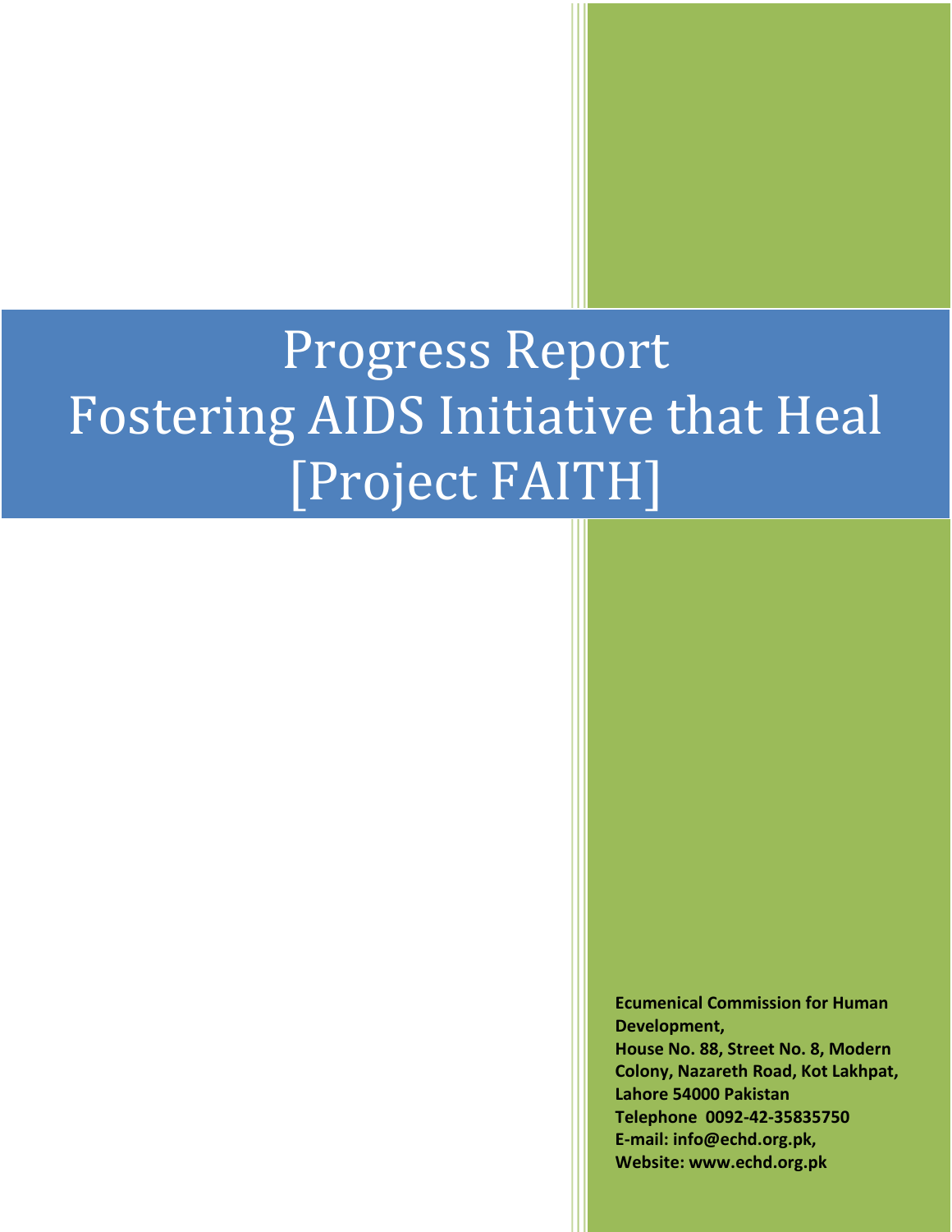# Progress Report Fostering AIDS Initiative that Heal [Project FAITH]

**Ecumenical Commission for Human Development,**
**House No. 88, Street No. 8, Modern Colony, Nazareth Road, Kot Lakhpat, Lahore 54000 Pakistan**
**Telephone 0092-42-35835750**
**E-mail: info@echd.org.pk,**
**Website: www.echd.org.pk**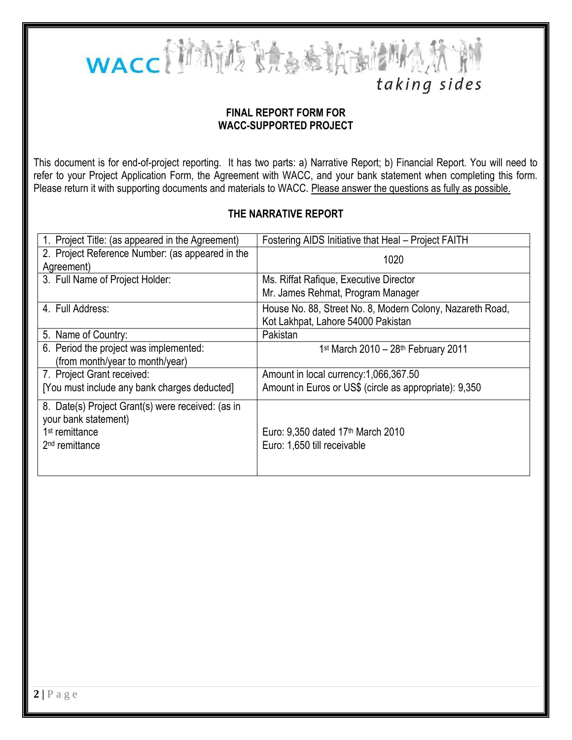WACC *taking sides*

**FINAL REPORT FORM FOR WACC-SUPPORTED PROJECT**

This document is for end-of-project reporting. It has two parts: a) Narrative Report; b) Financial Report. You will need to refer to your Project Application Form, the Agreement with WACC, and your bank statement when completing this form. Please return it with supporting documents and materials to WACC. Please answer the questions as fully as possible.

## THE NARRATIVE REPORT

| | |
|---|---|
| 1. Project Title: (as appeared in the Agreement) | Fostering AIDS Initiative that Heal – Project FAITH |
| 2. Project Reference Number: (as appeared in the Agreement) | 1020 |
| 3. Full Name of Project Holder: | Ms. Riffat Rafique, Executive Director<br>Mr. James Rehmat, Program Manager |
| 4. Full Address: | House No. 88, Street No. 8, Modern Colony, Nazareth Road, Kot Lakhpat, Lahore 54000 Pakistan |
| 5. Name of Country: | Pakistan |
| 6. Period the project was implemented: (from month/year to month/year) | 1st March 2010 – 28th February 2011 |
| 7. Project Grant received: [You must include any bank charges deducted] | Amount in local currency:1,066,367.50<br>Amount in Euros or US$ (circle as appropriate): 9,350 |
| 8. Date(s) Project Grant(s) were received: (as in your bank statement)<br>1st remittance<br>2nd remittance | Euro: 9,350 dated 17th March 2010<br>Euro: 1,650 till receivable |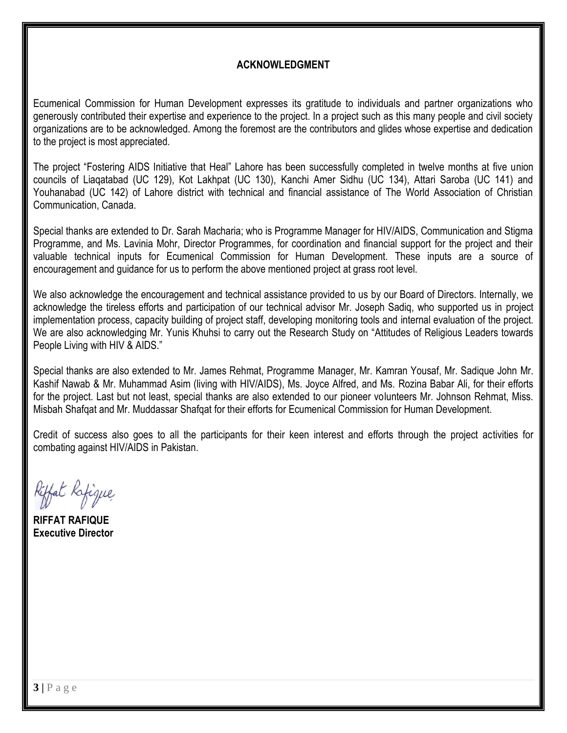## ACKNOWLEDGMENT

Ecumenical Commission for Human Development expresses its gratitude to individuals and partner organizations who generously contributed their expertise and experience to the project. In a project such as this many people and civil society organizations are to be acknowledged. Among the foremost are the contributors and glides whose expertise and dedication to the project is most appreciated.

The project "Fostering AIDS Initiative that Heal" Lahore has been successfully completed in twelve months at five union councils of Liaqatabad (UC 129), Kot Lakhpat (UC 130), Kanchi Amer Sidhu (UC 134), Attari Saroba (UC 141) and Youhanabad (UC 142) of Lahore district with technical and financial assistance of The World Association of Christian Communication, Canada.

Special thanks are extended to Dr. Sarah Macharia; who is Programme Manager for HIV/AIDS, Communication and Stigma Programme, and Ms. Lavinia Mohr, Director Programmes, for coordination and financial support for the project and their valuable technical inputs for Ecumenical Commission for Human Development. These inputs are a source of encouragement and guidance for us to perform the above mentioned project at grass root level.

We also acknowledge the encouragement and technical assistance provided to us by our Board of Directors. Internally, we acknowledge the tireless efforts and participation of our technical advisor Mr. Joseph Sadiq, who supported us in project implementation process, capacity building of project staff, developing monitoring tools and internal evaluation of the project. We are also acknowledging Mr. Yunis Khuhsi to carry out the Research Study on "Attitudes of Religious Leaders towards People Living with HIV & AIDS."

Special thanks are also extended to Mr. James Rehmat, Programme Manager, Mr. Kamran Yousaf, Mr. Sadique John Mr. Kashif Nawab & Mr. Muhammad Asim (living with HIV/AIDS), Ms. Joyce Alfred, and Ms. Rozina Babar Ali, for their efforts for the project. Last but not least, special thanks are also extended to our pioneer volunteers Mr. Johnson Rehmat, Miss. Misbah Shafqat and Mr. Muddassar Shafqat for their efforts for Ecumenical Commission for Human Development.

Credit of success also goes to all the participants for their keen interest and efforts through the project activities for combating against HIV/AIDS in Pakistan.

Riffat Rafique

**RIFFAT RAFIQUE**
**Executive Director**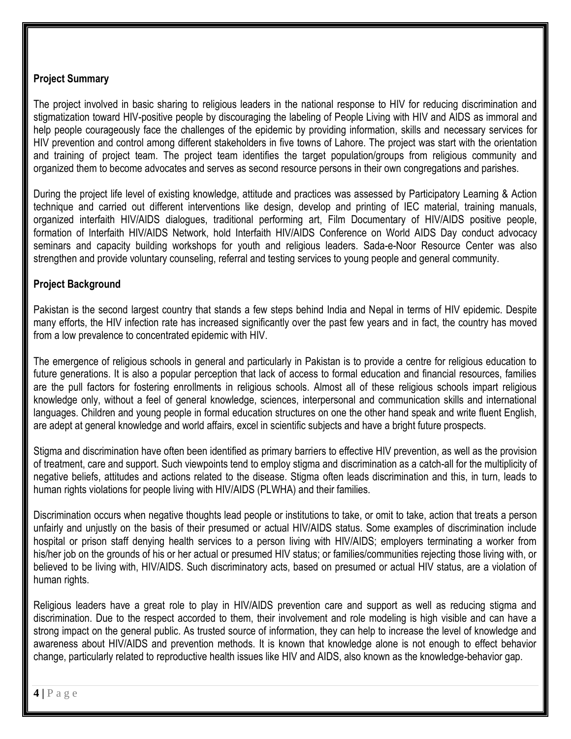**Project Summary**

The project involved in basic sharing to religious leaders in the national response to HIV for reducing discrimination and stigmatization toward HIV-positive people by discouraging the labeling of People Living with HIV and AIDS as immoral and help people courageously face the challenges of the epidemic by providing information, skills and necessary services for HIV prevention and control among different stakeholders in five towns of Lahore. The project was start with the orientation and training of project team. The project team identifies the target population/groups from religious community and organized them to become advocates and serves as second resource persons in their own congregations and parishes.

During the project life level of existing knowledge, attitude and practices was assessed by Participatory Learning & Action technique and carried out different interventions like design, develop and printing of IEC material, training manuals, organized interfaith HIV/AIDS dialogues, traditional performing art, Film Documentary of HIV/AIDS positive people, formation of Interfaith HIV/AIDS Network, hold Interfaith HIV/AIDS Conference on World AIDS Day conduct advocacy seminars and capacity building workshops for youth and religious leaders. Sada-e-Noor Resource Center was also strengthen and provide voluntary counseling, referral and testing services to young people and general community.

**Project Background**

Pakistan is the second largest country that stands a few steps behind India and Nepal in terms of HIV epidemic. Despite many efforts, the HIV infection rate has increased significantly over the past few years and in fact, the country has moved from a low prevalence to concentrated epidemic with HIV.

The emergence of religious schools in general and particularly in Pakistan is to provide a centre for religious education to future generations. It is also a popular perception that lack of access to formal education and financial resources, families are the pull factors for fostering enrollments in religious schools. Almost all of these religious schools impart religious knowledge only, without a feel of general knowledge, sciences, interpersonal and communication skills and international languages. Children and young people in formal education structures on one the other hand speak and write fluent English, are adept at general knowledge and world affairs, excel in scientific subjects and have a bright future prospects.

Stigma and discrimination have often been identified as primary barriers to effective HIV prevention, as well as the provision of treatment, care and support. Such viewpoints tend to employ stigma and discrimination as a catch-all for the multiplicity of negative beliefs, attitudes and actions related to the disease. Stigma often leads discrimination and this, in turn, leads to human rights violations for people living with HIV/AIDS (PLWHA) and their families.

Discrimination occurs when negative thoughts lead people or institutions to take, or omit to take, action that treats a person unfairly and unjustly on the basis of their presumed or actual HIV/AIDS status. Some examples of discrimination include hospital or prison staff denying health services to a person living with HIV/AIDS; employers terminating a worker from his/her job on the grounds of his or her actual or presumed HIV status; or families/communities rejecting those living with, or believed to be living with, HIV/AIDS. Such discriminatory acts, based on presumed or actual HIV status, are a violation of human rights.

Religious leaders have a great role to play in HIV/AIDS prevention care and support as well as reducing stigma and discrimination. Due to the respect accorded to them, their involvement and role modeling is high visible and can have a strong impact on the general public. As trusted source of information, they can help to increase the level of knowledge and awareness about HIV/AIDS and prevention methods. It is known that knowledge alone is not enough to effect behavior change, particularly related to reproductive health issues like HIV and AIDS, also known as the knowledge-behavior gap.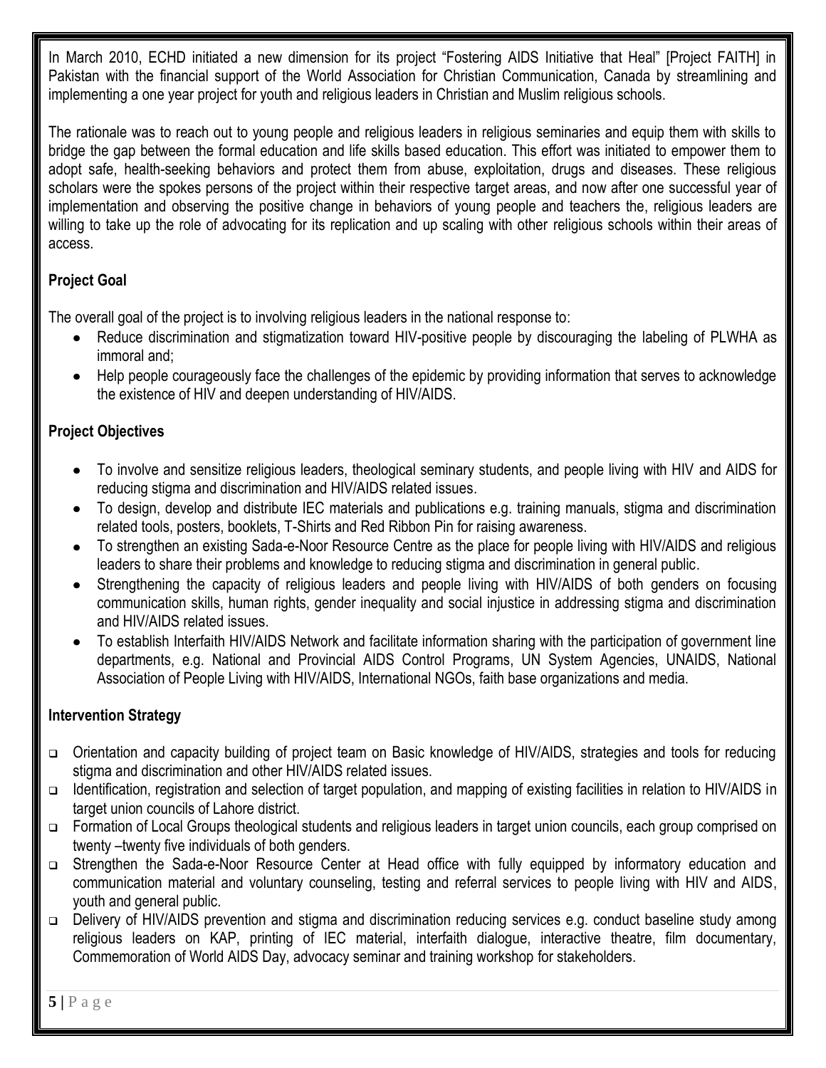In March 2010, ECHD initiated a new dimension for its project "Fostering AIDS Initiative that Heal" [Project FAITH] in Pakistan with the financial support of the World Association for Christian Communication, Canada by streamlining and implementing a one year project for youth and religious leaders in Christian and Muslim religious schools.

The rationale was to reach out to young people and religious leaders in religious seminaries and equip them with skills to bridge the gap between the formal education and life skills based education. This effort was initiated to empower them to adopt safe, health-seeking behaviors and protect them from abuse, exploitation, drugs and diseases. These religious scholars were the spokes persons of the project within their respective target areas, and now after one successful year of implementation and observing the positive change in behaviors of young people and teachers the, religious leaders are willing to take up the role of advocating for its replication and up scaling with other religious schools within their areas of access.

**Project Goal**

The overall goal of the project is to involving religious leaders in the national response to:

- Reduce discrimination and stigmatization toward HIV-positive people by discouraging the labeling of PLWHA as immoral and;
- Help people courageously face the challenges of the epidemic by providing information that serves to acknowledge the existence of HIV and deepen understanding of HIV/AIDS.

**Project Objectives**

- To involve and sensitize religious leaders, theological seminary students, and people living with HIV and AIDS for reducing stigma and discrimination and HIV/AIDS related issues.
- To design, develop and distribute IEC materials and publications e.g. training manuals, stigma and discrimination related tools, posters, booklets, T-Shirts and Red Ribbon Pin for raising awareness.
- To strengthen an existing Sada-e-Noor Resource Centre as the place for people living with HIV/AIDS and religious leaders to share their problems and knowledge to reducing stigma and discrimination in general public.
- Strengthening the capacity of religious leaders and people living with HIV/AIDS of both genders on focusing communication skills, human rights, gender inequality and social injustice in addressing stigma and discrimination and HIV/AIDS related issues.
- To establish Interfaith HIV/AIDS Network and facilitate information sharing with the participation of government line departments, e.g. National and Provincial AIDS Control Programs, UN System Agencies, UNAIDS, National Association of People Living with HIV/AIDS, International NGOs, faith base organizations and media.

**Intervention Strategy**

- Orientation and capacity building of project team on Basic knowledge of HIV/AIDS, strategies and tools for reducing stigma and discrimination and other HIV/AIDS related issues.
- Identification, registration and selection of target population, and mapping of existing facilities in relation to HIV/AIDS in target union councils of Lahore district.
- Formation of Local Groups theological students and religious leaders in target union councils, each group comprised on twenty –twenty five individuals of both genders.
- Strengthen the Sada-e-Noor Resource Center at Head office with fully equipped by informatory education and communication material and voluntary counseling, testing and referral services to people living with HIV and AIDS, youth and general public.
- Delivery of HIV/AIDS prevention and stigma and discrimination reducing services e.g. conduct baseline study among religious leaders on KAP, printing of IEC material, interfaith dialogue, interactive theatre, film documentary, Commemoration of World AIDS Day, advocacy seminar and training workshop for stakeholders.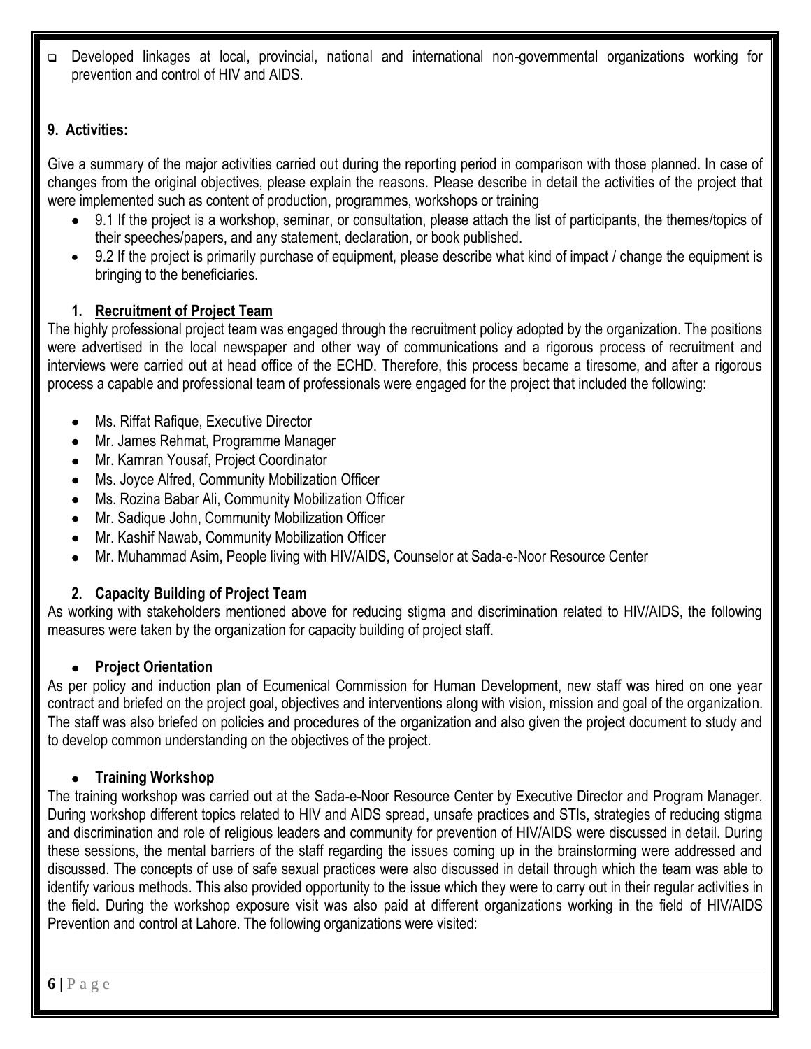- Developed linkages at local, provincial, national and international non-governmental organizations working for prevention and control of HIV and AIDS.

## 9. Activities:

Give a summary of the major activities carried out during the reporting period in comparison with those planned. In case of changes from the original objectives, please explain the reasons. Please describe in detail the activities of the project that were implemented such as content of production, programmes, workshops or training

- 9.1 If the project is a workshop, seminar, or consultation, please attach the list of participants, the themes/topics of their speeches/papers, and any statement, declaration, or book published.
- 9.2 If the project is primarily purchase of equipment, please describe what kind of impact / change the equipment is bringing to the beneficiaries.

### 1. Recruitment of Project Team

The highly professional project team was engaged through the recruitment policy adopted by the organization. The positions were advertised in the local newspaper and other way of communications and a rigorous process of recruitment and interviews were carried out at head office of the ECHD. Therefore, this process became a tiresome, and after a rigorous process a capable and professional team of professionals were engaged for the project that included the following:

- Ms. Riffat Rafique, Executive Director
- Mr. James Rehmat, Programme Manager
- Mr. Kamran Yousaf, Project Coordinator
- Ms. Joyce Alfred, Community Mobilization Officer
- Ms. Rozina Babar Ali, Community Mobilization Officer
- Mr. Sadique John, Community Mobilization Officer
- Mr. Kashif Nawab, Community Mobilization Officer
- Mr. Muhammad Asim, People living with HIV/AIDS, Counselor at Sada-e-Noor Resource Center

### 2. Capacity Building of Project Team

As working with stakeholders mentioned above for reducing stigma and discrimination related to HIV/AIDS, the following measures were taken by the organization for capacity building of project staff.

- **Project Orientation**

As per policy and induction plan of Ecumenical Commission for Human Development, new staff was hired on one year contract and briefed on the project goal, objectives and interventions along with vision, mission and goal of the organization. The staff was also briefed on policies and procedures of the organization and also given the project document to study and to develop common understanding on the objectives of the project.

- **Training Workshop**

The training workshop was carried out at the Sada-e-Noor Resource Center by Executive Director and Program Manager. During workshop different topics related to HIV and AIDS spread, unsafe practices and STIs, strategies of reducing stigma and discrimination and role of religious leaders and community for prevention of HIV/AIDS were discussed in detail. During these sessions, the mental barriers of the staff regarding the issues coming up in the brainstorming were addressed and discussed. The concepts of use of safe sexual practices were also discussed in detail through which the team was able to identify various methods. This also provided opportunity to the issue which they were to carry out in their regular activities in the field. During the workshop exposure visit was also paid at different organizations working in the field of HIV/AIDS Prevention and control at Lahore. The following organizations were visited: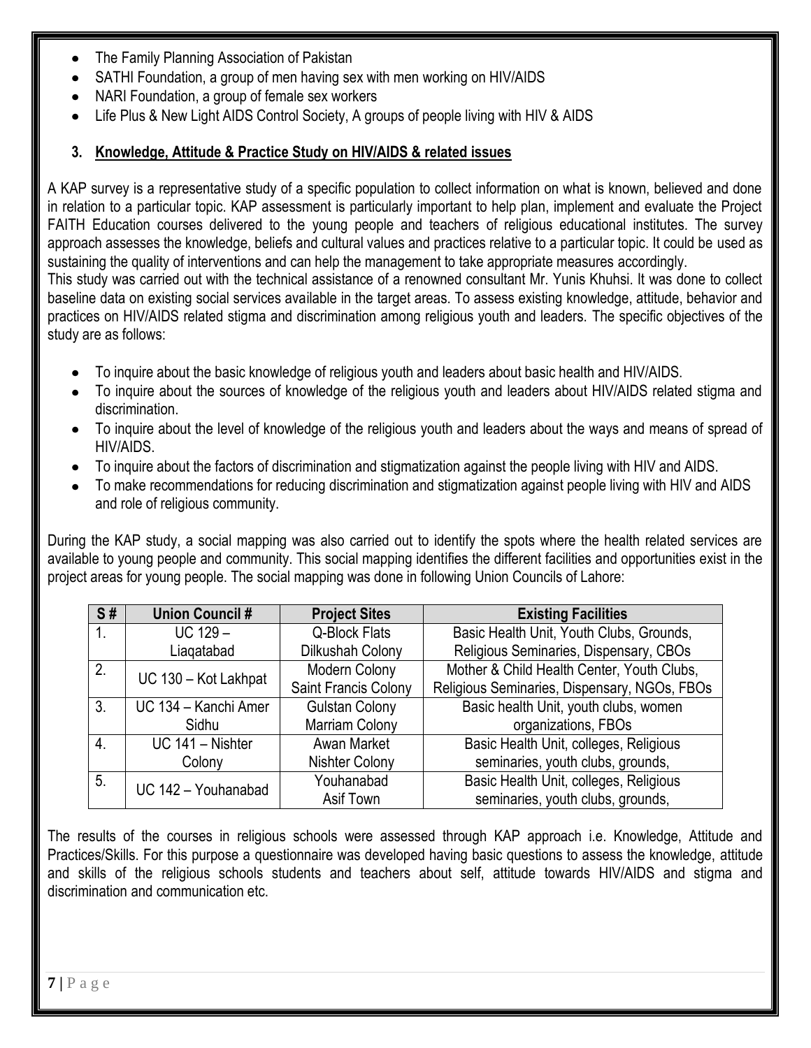- The Family Planning Association of Pakistan
- SATHI Foundation, a group of men having sex with men working on HIV/AIDS
- NARI Foundation, a group of female sex workers
- Life Plus & New Light AIDS Control Society, A groups of people living with HIV & AIDS

## 3. Knowledge, Attitude & Practice Study on HIV/AIDS & related issues

A KAP survey is a representative study of a specific population to collect information on what is known, believed and done in relation to a particular topic. KAP assessment is particularly important to help plan, implement and evaluate the Project FAITH Education courses delivered to the young people and teachers of religious educational institutes. The survey approach assesses the knowledge, beliefs and cultural values and practices relative to a particular topic. It could be used as sustaining the quality of interventions and can help the management to take appropriate measures accordingly.

This study was carried out with the technical assistance of a renowned consultant Mr. Yunis Khuhsi. It was done to collect baseline data on existing social services available in the target areas. To assess existing knowledge, attitude, behavior and practices on HIV/AIDS related stigma and discrimination among religious youth and leaders. The specific objectives of the study are as follows:

- To inquire about the basic knowledge of religious youth and leaders about basic health and HIV/AIDS.
- To inquire about the sources of knowledge of the religious youth and leaders about HIV/AIDS related stigma and discrimination.
- To inquire about the level of knowledge of the religious youth and leaders about the ways and means of spread of HIV/AIDS.
- To inquire about the factors of discrimination and stigmatization against the people living with HIV and AIDS.
- To make recommendations for reducing discrimination and stigmatization against people living with HIV and AIDS and role of religious community.

During the KAP study, a social mapping was also carried out to identify the spots where the health related services are available to young people and community. This social mapping identifies the different facilities and opportunities exist in the project areas for young people. The social mapping was done in following Union Councils of Lahore:

| S # | Union Council # | Project Sites | Existing Facilities |
|---|---|---|---|
| 1. | UC 129 – Liaqatabad | Q-Block Flats<br>Dilkushah Colony | Basic Health Unit, Youth Clubs, Grounds, Religious Seminaries, Dispensary, CBOs |
| 2. | UC 130 – Kot Lakhpat | Modern Colony<br>Saint Francis Colony | Mother & Child Health Center, Youth Clubs, Religious Seminaries, Dispensary, NGOs, FBOs |
| 3. | UC 134 – Kanchi Amer Sidhu | Gulstan Colony<br>Marriam Colony | Basic health Unit, youth clubs, women organizations, FBOs |
| 4. | UC 141 – Nishter Colony | Awan Market<br>Nishter Colony | Basic Health Unit, colleges, Religious seminaries, youth clubs, grounds, |
| 5. | UC 142 – Youhanabad | Youhanabad<br>Asif Town | Basic Health Unit, colleges, Religious seminaries, youth clubs, grounds, |

The results of the courses in religious schools were assessed through KAP approach i.e. Knowledge, Attitude and Practices/Skills. For this purpose a questionnaire was developed having basic questions to assess the knowledge, attitude and skills of the religious schools students and teachers about self, attitude towards HIV/AIDS and stigma and discrimination and communication etc.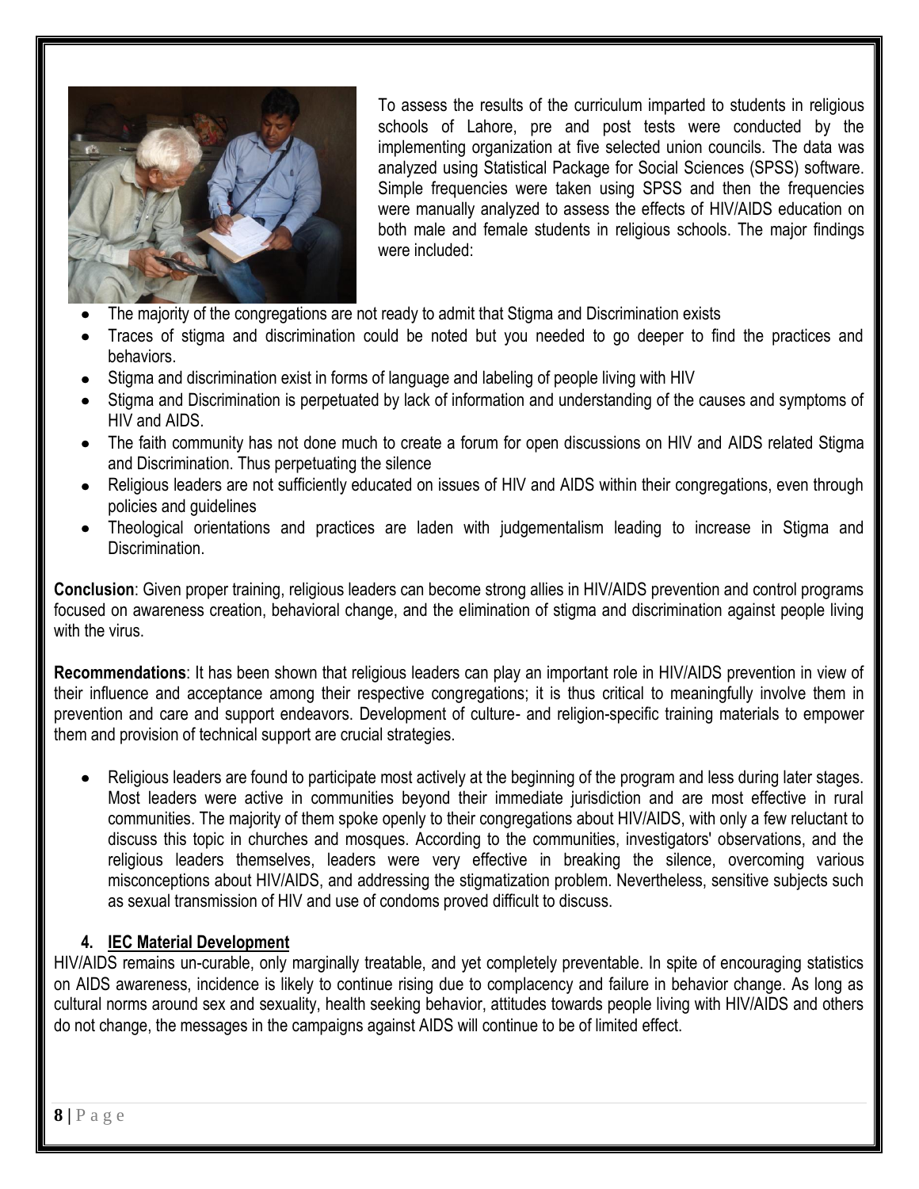To assess the results of the curriculum imparted to students in religious schools of Lahore, pre and post tests were conducted by the implementing organization at five selected union councils. The data was analyzed using Statistical Package for Social Sciences (SPSS) software. Simple frequencies were taken using SPSS and then the frequencies were manually analyzed to assess the effects of HIV/AIDS education on both male and female students in religious schools. The major findings were included:

- The majority of the congregations are not ready to admit that Stigma and Discrimination exists
- Traces of stigma and discrimination could be noted but you needed to go deeper to find the practices and behaviors.
- Stigma and discrimination exist in forms of language and labeling of people living with HIV
- Stigma and Discrimination is perpetuated by lack of information and understanding of the causes and symptoms of HIV and AIDS.
- The faith community has not done much to create a forum for open discussions on HIV and AIDS related Stigma and Discrimination. Thus perpetuating the silence
- Religious leaders are not sufficiently educated on issues of HIV and AIDS within their congregations, even through policies and guidelines
- Theological orientations and practices are laden with judgementalism leading to increase in Stigma and Discrimination.

**Conclusion**: Given proper training, religious leaders can become strong allies in HIV/AIDS prevention and control programs focused on awareness creation, behavioral change, and the elimination of stigma and discrimination against people living with the virus.

**Recommendations**: It has been shown that religious leaders can play an important role in HIV/AIDS prevention in view of their influence and acceptance among their respective congregations; it is thus critical to meaningfully involve them in prevention and care and support endeavors. Development of culture- and religion-specific training materials to empower them and provision of technical support are crucial strategies.

- Religious leaders are found to participate most actively at the beginning of the program and less during later stages. Most leaders were active in communities beyond their immediate jurisdiction and are most effective in rural communities. The majority of them spoke openly to their congregations about HIV/AIDS, with only a few reluctant to discuss this topic in churches and mosques. According to the communities, investigators' observations, and the religious leaders themselves, leaders were very effective in breaking the silence, overcoming various misconceptions about HIV/AIDS, and addressing the stigmatization problem. Nevertheless, sensitive subjects such as sexual transmission of HIV and use of condoms proved difficult to discuss.

### 4. IEC Material Development

HIV/AIDS remains un-curable, only marginally treatable, and yet completely preventable. In spite of encouraging statistics on AIDS awareness, incidence is likely to continue rising due to complacency and failure in behavior change. As long as cultural norms around sex and sexuality, health seeking behavior, attitudes towards people living with HIV/AIDS and others do not change, the messages in the campaigns against AIDS will continue to be of limited effect.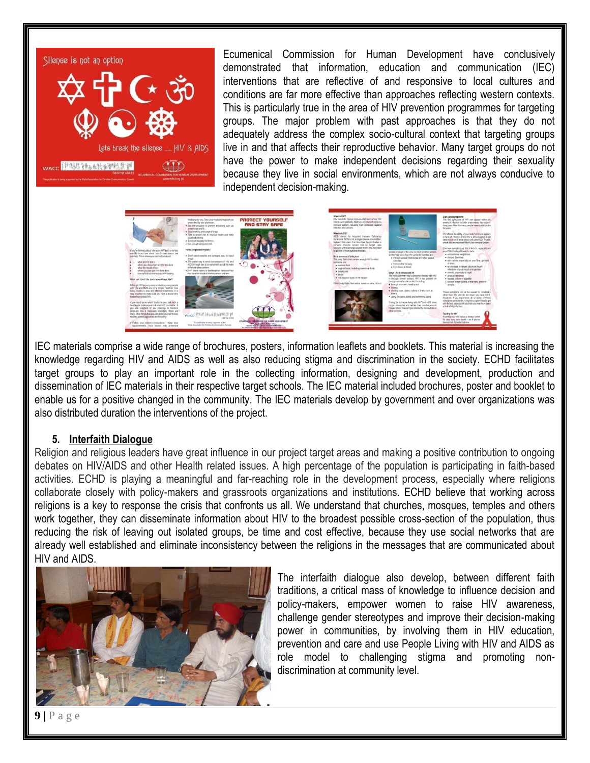Ecumenical Commission for Human Development have conclusively demonstrated that information, education and communication (IEC) interventions that are reflective of and responsive to local cultures and conditions are far more effective than approaches reflecting western contexts. This is particularly true in the area of HIV prevention programmes for targeting groups. The major problem with past approaches is that they do not adequately address the complex socio-cultural context that targeting groups live in and that affects their reproductive behavior. Many target groups do not have the power to make independent decisions regarding their sexuality because they live in social environments, which are not always conducive to independent decision-making.

IEC materials comprise a wide range of brochures, posters, information leaflets and booklets. This material is increasing the knowledge regarding HIV and AIDS as well as also reducing stigma and discrimination in the society. ECHD facilitates target groups to play an important role in the collecting information, designing and development, production and dissemination of IEC materials in their respective target schools. The IEC material included brochures, poster and booklet to enable us for a positive changed in the community. The IEC materials develop by government and over organizations was also distributed duration the interventions of the project.

### 5. Interfaith Dialogue

Religion and religious leaders have great influence in our project target areas and making a positive contribution to ongoing debates on HIV/AIDS and other Health related issues. A high percentage of the population is participating in faith-based activities. ECHD is playing a meaningful and far-reaching role in the development process, especially where religions collaborate closely with policy-makers and grassroots organizations and institutions. ECHD believe that working across religions is a key to response the crisis that confronts us all. We understand that churches, mosques, temples and others work together, they can disseminate information about HIV to the broadest possible cross-section of the population, thus reducing the risk of leaving out isolated groups, be time and cost effective, because they use social networks that are already well established and eliminate inconsistency between the religions in the messages that are communicated about HIV and AIDS.

The interfaith dialogue also develop, between different faith traditions, a critical mass of knowledge to influence decision and policy-makers, empower women to raise HIV awareness, challenge gender stereotypes and improve their decision-making power in communities, by involving them in HIV education, prevention and care and use People Living with HIV and AIDS as role model to challenging stigma and promoting non-discrimination at community level.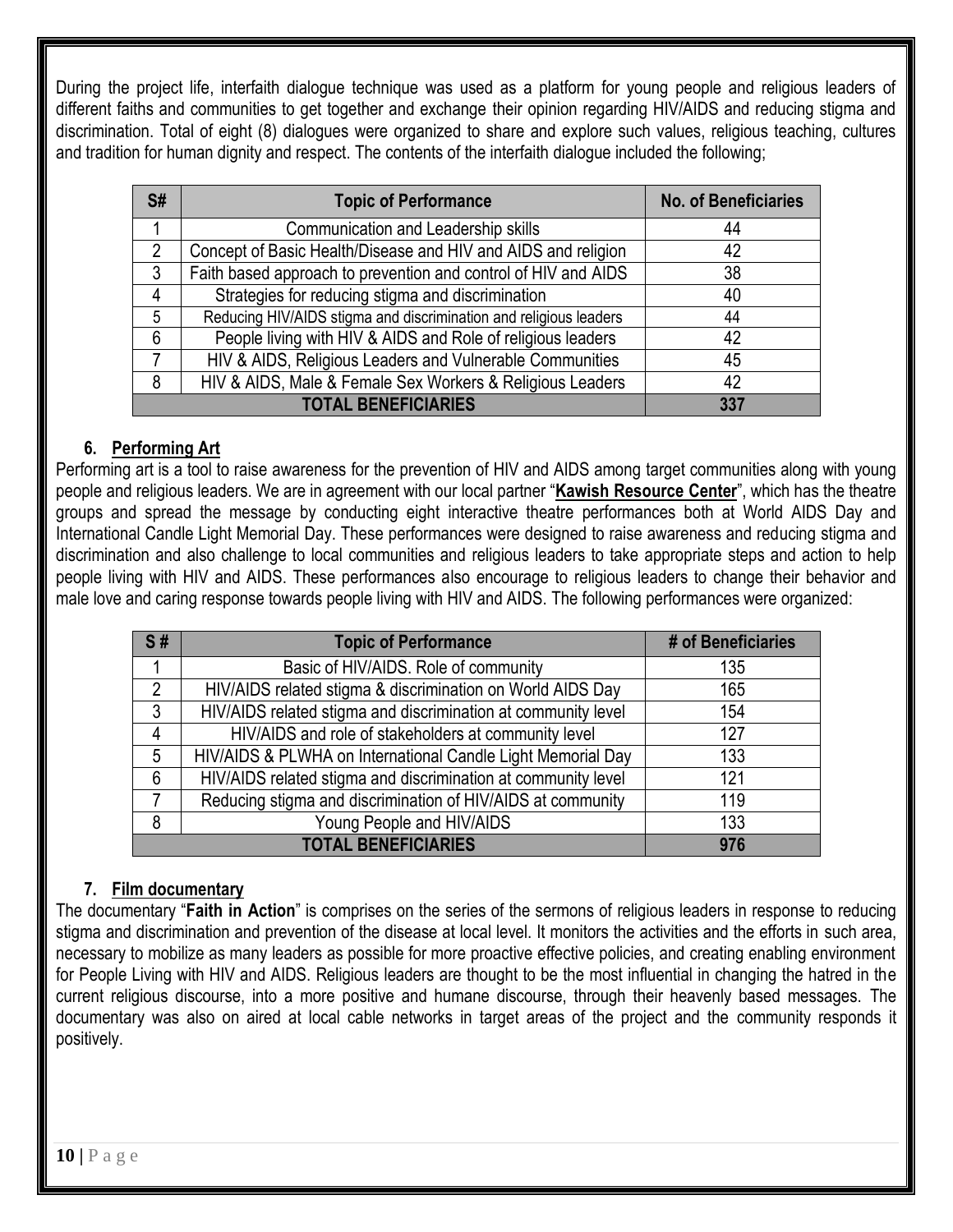During the project life, interfaith dialogue technique was used as a platform for young people and religious leaders of different faiths and communities to get together and exchange their opinion regarding HIV/AIDS and reducing stigma and discrimination. Total of eight (8) dialogues were organized to share and explore such values, religious teaching, cultures and tradition for human dignity and respect. The contents of the interfaith dialogue included the following;

| S# | Topic of Performance | No. of Beneficiaries |
|---|---|---|
| 1 | Communication and Leadership skills | 44 |
| 2 | Concept of Basic Health/Disease and HIV and AIDS and religion | 42 |
| 3 | Faith based approach to prevention and control of HIV and AIDS | 38 |
| 4 | Strategies for reducing stigma and discrimination | 40 |
| 5 | Reducing HIV/AIDS stigma and discrimination and religious leaders | 44 |
| 6 | People living with HIV & AIDS and Role of religious leaders | 42 |
| 7 | HIV & AIDS, Religious Leaders and Vulnerable Communities | 45 |
| 8 | HIV & AIDS, Male & Female Sex Workers & Religious Leaders | 42 |
| **TOTAL BENEFICIARIES** | | **337** |

### 6. Performing Art

Performing art is a tool to raise awareness for the prevention of HIV and AIDS among target communities along with young people and religious leaders. We are in agreement with our local partner "**Kawish Resource Center**", which has the theatre groups and spread the message by conducting eight interactive theatre performances both at World AIDS Day and International Candle Light Memorial Day. These performances were designed to raise awareness and reducing stigma and discrimination and also challenge to local communities and religious leaders to take appropriate steps and action to help people living with HIV and AIDS. These performances also encourage to religious leaders to change their behavior and male love and caring response towards people living with HIV and AIDS. The following performances were organized:

| S # | Topic of Performance | # of Beneficiaries |
|---|---|---|
| 1 | Basic of HIV/AIDS. Role of community | 135 |
| 2 | HIV/AIDS related stigma & discrimination on World AIDS Day | 165 |
| 3 | HIV/AIDS related stigma and discrimination at community level | 154 |
| 4 | HIV/AIDS and role of stakeholders at community level | 127 |
| 5 | HIV/AIDS & PLWHA on International Candle Light Memorial Day | 133 |
| 6 | HIV/AIDS related stigma and discrimination at community level | 121 |
| 7 | Reducing stigma and discrimination of HIV/AIDS at community | 119 |
| 8 | Young People and HIV/AIDS | 133 |
| **TOTAL BENEFICIARIES** | | **976** |

### 7. Film documentary

The documentary "**Faith in Action**" is comprises on the series of the sermons of religious leaders in response to reducing stigma and discrimination and prevention of the disease at local level. It monitors the activities and the efforts in such area, necessary to mobilize as many leaders as possible for more proactive effective policies, and creating enabling environment for People Living with HIV and AIDS. Religious leaders are thought to be the most influential in changing the hatred in the current religious discourse, into a more positive and humane discourse, through their heavenly based messages. The documentary was also on aired at local cable networks in target areas of the project and the community responds it positively.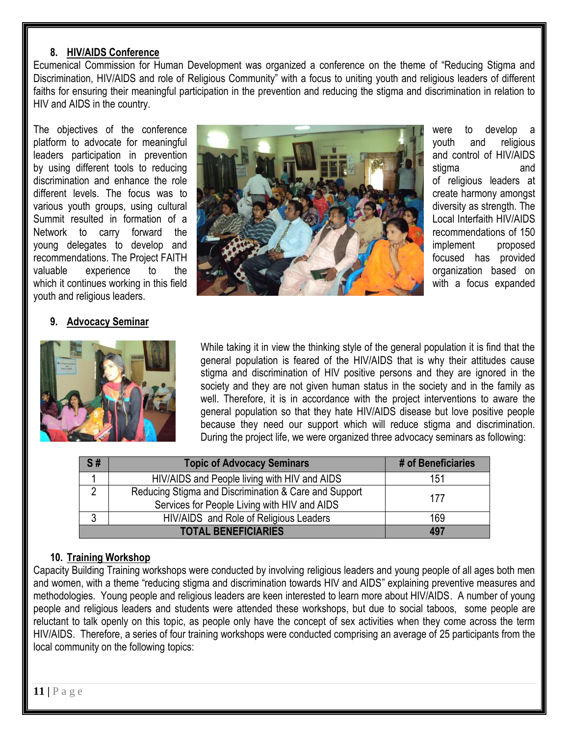## 8. HIV/AIDS Conference

Ecumenical Commission for Human Development was organized a conference on the theme of "Reducing Stigma and Discrimination, HIV/AIDS and role of Religious Community" with a focus to uniting youth and religious leaders of different faiths for ensuring their meaningful participation in the prevention and reducing the stigma and discrimination in relation to HIV and AIDS in the country.

The objectives of the conference were to develop a platform to advocate for meaningful youth and religious leaders participation in prevention and control of HIV/AIDS by using different tools to reducing stigma and discrimination and enhance the role of religious leaders at different levels. The focus was to create harmony amongst various youth groups, using cultural diversity as strength. The Summit resulted in formation of a Local Interfaith HIV/AIDS Network to carry forward the recommendations of 150 young delegates to develop and implement proposed recommendations. The Project FAITH focused has provided valuable experience to the organization based on which it continues working in this field with a focus expanded youth and religious leaders.

## 9. Advocacy Seminar

While taking it in view the thinking style of the general population it is find that the general population is feared of the HIV/AIDS that is why their attitudes cause stigma and discrimination of HIV positive persons and they are ignored in the society and they are not given human status in the society and in the family as well. Therefore, it is in accordance with the project interventions to aware the general population so that they hate HIV/AIDS disease but love positive people because they need our support which will reduce stigma and discrimination. During the project life, we were organized three advocacy seminars as following:

| S # | Topic of Advocacy Seminars | # of Beneficiaries |
|---|---|---|
| 1 | HIV/AIDS and People living with HIV and AIDS | 151 |
| 2 | Reducing Stigma and Discrimination & Care and Support Services for People Living with HIV and AIDS | 177 |
| 3 | HIV/AIDS and Role of Religious Leaders | 169 |
| **TOTAL BENEFICIARIES** | | **497** |

## 10. Training Workshop

Capacity Building Training workshops were conducted by involving religious leaders and young people of all ages both men and women, with a theme "reducing stigma and discrimination towards HIV and AIDS" explaining preventive measures and methodologies. Young people and religious leaders are keen interested to learn more about HIV/AIDS. A number of young people and religious leaders and students were attended these workshops, but due to social taboos, some people are reluctant to talk openly on this topic, as people only have the concept of sex activities when they come across the term HIV/AIDS. Therefore, a series of four training workshops were conducted comprising an average of 25 participants from the local community on the following topics: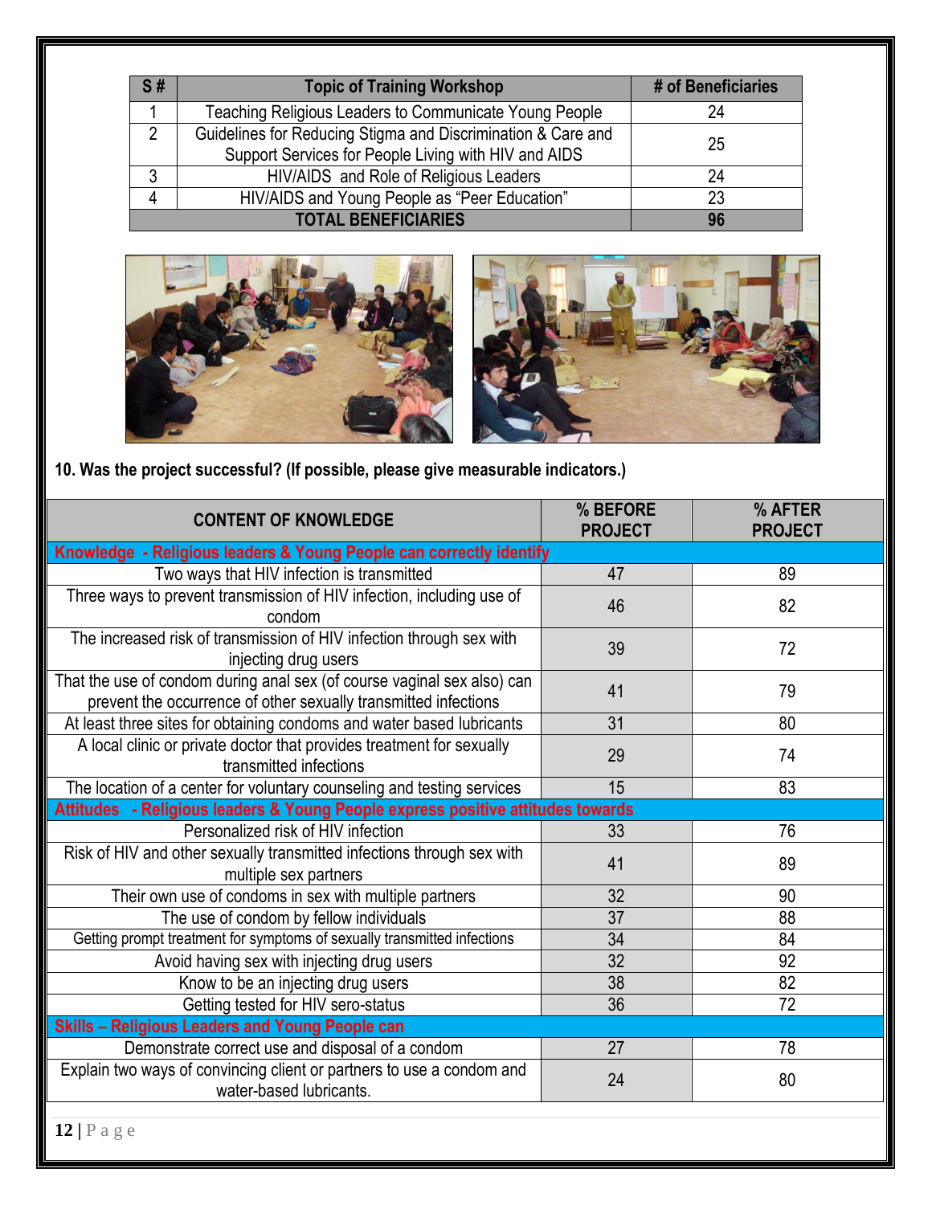| S # | Topic of Training Workshop | # of Beneficiaries |
|---|---|---|
| 1 | Teaching Religious Leaders to Communicate Young People | 24 |
| 2 | Guidelines for Reducing Stigma and Discrimination & Care and Support Services for People Living with HIV and AIDS | 25 |
| 3 | HIV/AIDS and Role of Religious Leaders | 24 |
| 4 | HIV/AIDS and Young People as "Peer Education" | 23 |
| **TOTAL BENEFICIARIES** | | **96** |

**10. Was the project successful? (If possible, please give measurable indicators.)**

| CONTENT OF KNOWLEDGE | % BEFORE PROJECT | % AFTER PROJECT |
|---|---|---|
| **Knowledge - Religious leaders & Young People can correctly identify** | | |
| Two ways that HIV infection is transmitted | 47 | 89 |
| Three ways to prevent transmission of HIV infection, including use of condom | 46 | 82 |
| The increased risk of transmission of HIV infection through sex with injecting drug users | 39 | 72 |
| That the use of condom during anal sex (of course vaginal sex also) can prevent the occurrence of other sexually transmitted infections | 41 | 79 |
| At least three sites for obtaining condoms and water based lubricants | 31 | 80 |
| A local clinic or private doctor that provides treatment for sexually transmitted infections | 29 | 74 |
| The location of a center for voluntary counseling and testing services | 15 | 83 |
| **Attitudes - Religious leaders & Young People express positive attitudes towards** | | |
| Personalized risk of HIV infection | 33 | 76 |
| Risk of HIV and other sexually transmitted infections through sex with multiple sex partners | 41 | 89 |
| Their own use of condoms in sex with multiple partners | 32 | 90 |
| The use of condom by fellow individuals | 37 | 88 |
| Getting prompt treatment for symptoms of sexually transmitted infections | 34 | 84 |
| Avoid having sex with injecting drug users | 32 | 92 |
| Know to be an injecting drug users | 38 | 82 |
| Getting tested for HIV sero-status | 36 | 72 |
| **Skills – Religious Leaders and Young People can** | | |
| Demonstrate correct use and disposal of a condom | 27 | 78 |
| Explain two ways of convincing client or partners to use a condom and water-based lubricants. | 24 | 80 |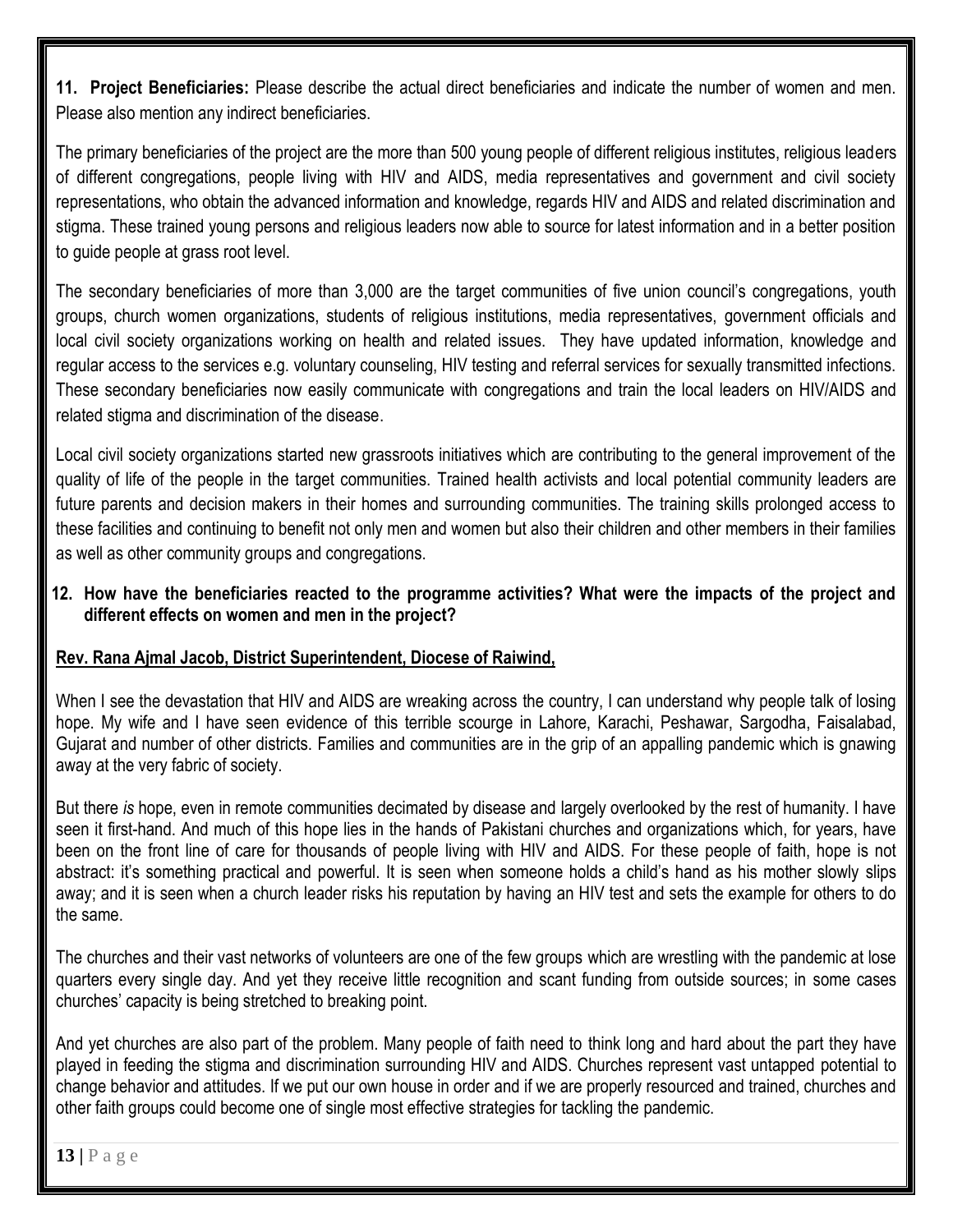**11. Project Beneficiaries:** Please describe the actual direct beneficiaries and indicate the number of women and men. Please also mention any indirect beneficiaries.

The primary beneficiaries of the project are the more than 500 young people of different religious institutes, religious leaders of different congregations, people living with HIV and AIDS, media representatives and government and civil society representations, who obtain the advanced information and knowledge, regards HIV and AIDS and related discrimination and stigma. These trained young persons and religious leaders now able to source for latest information and in a better position to guide people at grass root level.

The secondary beneficiaries of more than 3,000 are the target communities of five union council's congregations, youth groups, church women organizations, students of religious institutions, media representatives, government officials and local civil society organizations working on health and related issues. They have updated information, knowledge and regular access to the services e.g. voluntary counseling, HIV testing and referral services for sexually transmitted infections. These secondary beneficiaries now easily communicate with congregations and train the local leaders on HIV/AIDS and related stigma and discrimination of the disease.

Local civil society organizations started new grassroots initiatives which are contributing to the general improvement of the quality of life of the people in the target communities. Trained health activists and local potential community leaders are future parents and decision makers in their homes and surrounding communities. The training skills prolonged access to these facilities and continuing to benefit not only men and women but also their children and other members in their families as well as other community groups and congregations.

**12. How have the beneficiaries reacted to the programme activities? What were the impacts of the project and different effects on women and men in the project?**

**Rev. Rana Ajmal Jacob, District Superintendent, Diocese of Raiwind,**

When I see the devastation that HIV and AIDS are wreaking across the country, I can understand why people talk of losing hope. My wife and I have seen evidence of this terrible scourge in Lahore, Karachi, Peshawar, Sargodha, Faisalabad, Gujarat and number of other districts. Families and communities are in the grip of an appalling pandemic which is gnawing away at the very fabric of society.

But there *is* hope, even in remote communities decimated by disease and largely overlooked by the rest of humanity. I have seen it first-hand. And much of this hope lies in the hands of Pakistani churches and organizations which, for years, have been on the front line of care for thousands of people living with HIV and AIDS. For these people of faith, hope is not abstract: it's something practical and powerful. It is seen when someone holds a child's hand as his mother slowly slips away; and it is seen when a church leader risks his reputation by having an HIV test and sets the example for others to do the same.

The churches and their vast networks of volunteers are one of the few groups which are wrestling with the pandemic at lose quarters every single day. And yet they receive little recognition and scant funding from outside sources; in some cases churches' capacity is being stretched to breaking point.

And yet churches are also part of the problem. Many people of faith need to think long and hard about the part they have played in feeding the stigma and discrimination surrounding HIV and AIDS. Churches represent vast untapped potential to change behavior and attitudes. If we put our own house in order and if we are properly resourced and trained, churches and other faith groups could become one of single most effective strategies for tackling the pandemic.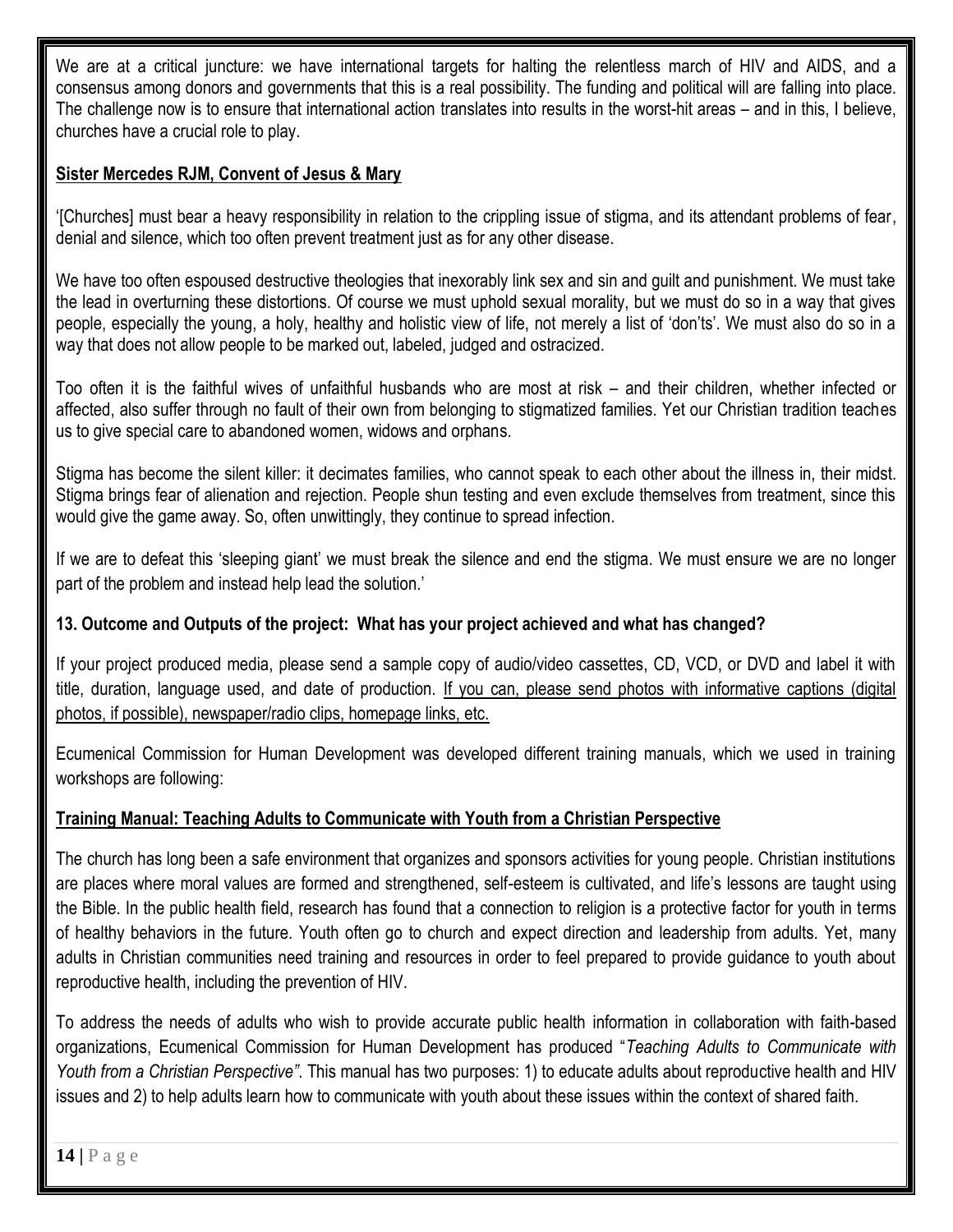We are at a critical juncture: we have international targets for halting the relentless march of HIV and AIDS, and a consensus among donors and governments that this is a real possibility. The funding and political will are falling into place. The challenge now is to ensure that international action translates into results in the worst-hit areas – and in this, I believe, churches have a crucial role to play.

**Sister Mercedes RJM, Convent of Jesus & Mary**

'[Churches] must bear a heavy responsibility in relation to the crippling issue of stigma, and its attendant problems of fear, denial and silence, which too often prevent treatment just as for any other disease.

We have too often espoused destructive theologies that inexorably link sex and sin and guilt and punishment. We must take the lead in overturning these distortions. Of course we must uphold sexual morality, but we must do so in a way that gives people, especially the young, a holy, healthy and holistic view of life, not merely a list of 'don'ts'. We must also do so in a way that does not allow people to be marked out, labeled, judged and ostracized.

Too often it is the faithful wives of unfaithful husbands who are most at risk – and their children, whether infected or affected, also suffer through no fault of their own from belonging to stigmatized families. Yet our Christian tradition teaches us to give special care to abandoned women, widows and orphans.

Stigma has become the silent killer: it decimates families, who cannot speak to each other about the illness in, their midst. Stigma brings fear of alienation and rejection. People shun testing and even exclude themselves from treatment, since this would give the game away. So, often unwittingly, they continue to spread infection.

If we are to defeat this 'sleeping giant' we must break the silence and end the stigma. We must ensure we are no longer part of the problem and instead help lead the solution.'

**13. Outcome and Outputs of the project: What has your project achieved and what has changed?**

If your project produced media, please send a sample copy of audio/video cassettes, CD, VCD, or DVD and label it with title, duration, language used, and date of production. If you can, please send photos with informative captions (digital photos, if possible), newspaper/radio clips, homepage links, etc.

Ecumenical Commission for Human Development was developed different training manuals, which we used in training workshops are following:

**Training Manual: Teaching Adults to Communicate with Youth from a Christian Perspective**

The church has long been a safe environment that organizes and sponsors activities for young people. Christian institutions are places where moral values are formed and strengthened, self-esteem is cultivated, and life's lessons are taught using the Bible. In the public health field, research has found that a connection to religion is a protective factor for youth in terms of healthy behaviors in the future. Youth often go to church and expect direction and leadership from adults. Yet, many adults in Christian communities need training and resources in order to feel prepared to provide guidance to youth about reproductive health, including the prevention of HIV.

To address the needs of adults who wish to provide accurate public health information in collaboration with faith-based organizations, Ecumenical Commission for Human Development has produced "*Teaching Adults to Communicate with Youth from a Christian Perspective"*. This manual has two purposes: 1) to educate adults about reproductive health and HIV issues and 2) to help adults learn how to communicate with youth about these issues within the context of shared faith.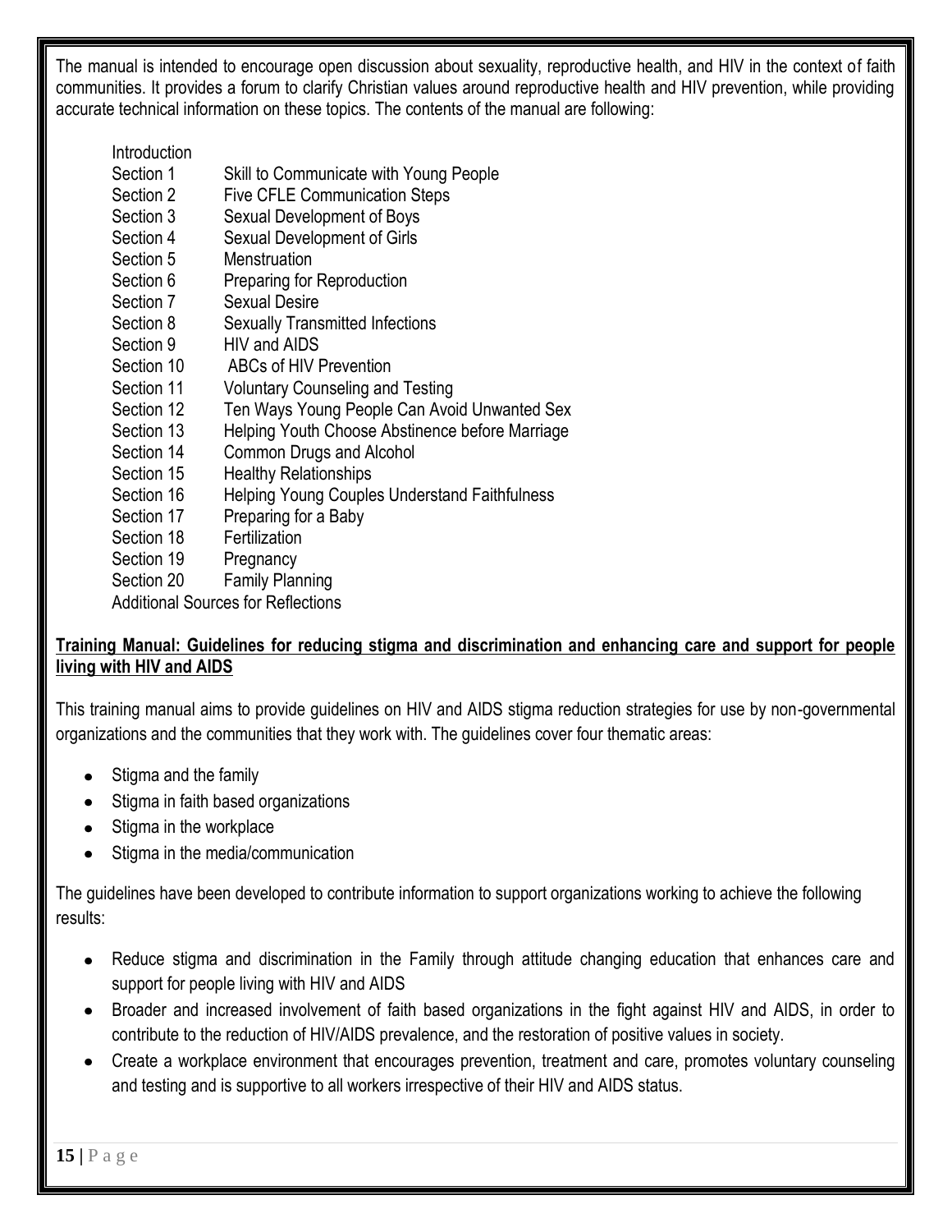The manual is intended to encourage open discussion about sexuality, reproductive health, and HIV in the context of faith communities. It provides a forum to clarify Christian values around reproductive health and HIV prevention, while providing accurate technical information on these topics. The contents of the manual are following:

| | |
|---|---|
| Introduction | |
| Section 1 | Skill to Communicate with Young People |
| Section 2 | Five CFLE Communication Steps |
| Section 3 | Sexual Development of Boys |
| Section 4 | Sexual Development of Girls |
| Section 5 | Menstruation |
| Section 6 | Preparing for Reproduction |
| Section 7 | Sexual Desire |
| Section 8 | Sexually Transmitted Infections |
| Section 9 | HIV and AIDS |
| Section 10 | ABCs of HIV Prevention |
| Section 11 | Voluntary Counseling and Testing |
| Section 12 | Ten Ways Young People Can Avoid Unwanted Sex |
| Section 13 | Helping Youth Choose Abstinence before Marriage |
| Section 14 | Common Drugs and Alcohol |
| Section 15 | Healthy Relationships |
| Section 16 | Helping Young Couples Understand Faithfulness |
| Section 17 | Preparing for a Baby |
| Section 18 | Fertilization |
| Section 19 | Pregnancy |
| Section 20 | Family Planning |
| Additional Sources for Reflections | |

**Training Manual: Guidelines for reducing stigma and discrimination and enhancing care and support for people living with HIV and AIDS**

This training manual aims to provide guidelines on HIV and AIDS stigma reduction strategies for use by non-governmental organizations and the communities that they work with. The guidelines cover four thematic areas:

- Stigma and the family
- Stigma in faith based organizations
- Stigma in the workplace
- Stigma in the media/communication

The guidelines have been developed to contribute information to support organizations working to achieve the following results:

- Reduce stigma and discrimination in the Family through attitude changing education that enhances care and support for people living with HIV and AIDS
- Broader and increased involvement of faith based organizations in the fight against HIV and AIDS, in order to contribute to the reduction of HIV/AIDS prevalence, and the restoration of positive values in society.
- Create a workplace environment that encourages prevention, treatment and care, promotes voluntary counseling and testing and is supportive to all workers irrespective of their HIV and AIDS status.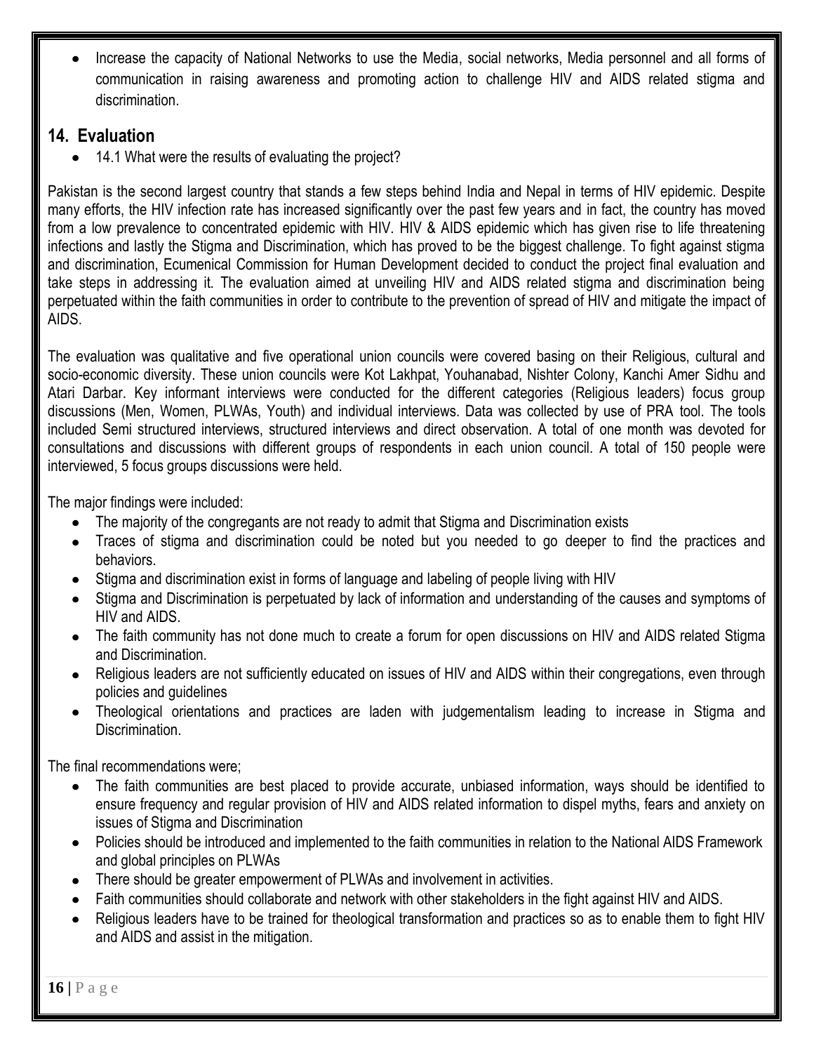- Increase the capacity of National Networks to use the Media, social networks, Media personnel and all forms of communication in raising awareness and promoting action to challenge HIV and AIDS related stigma and discrimination.

## 14. Evaluation

- 14.1 What were the results of evaluating the project?

Pakistan is the second largest country that stands a few steps behind India and Nepal in terms of HIV epidemic. Despite many efforts, the HIV infection rate has increased significantly over the past few years and in fact, the country has moved from a low prevalence to concentrated epidemic with HIV. HIV & AIDS epidemic which has given rise to life threatening infections and lastly the Stigma and Discrimination, which has proved to be the biggest challenge. To fight against stigma and discrimination, Ecumenical Commission for Human Development decided to conduct the project final evaluation and take steps in addressing it. The evaluation aimed at unveiling HIV and AIDS related stigma and discrimination being perpetuated within the faith communities in order to contribute to the prevention of spread of HIV and mitigate the impact of AIDS.

The evaluation was qualitative and five operational union councils were covered basing on their Religious, cultural and socio-economic diversity. These union councils were Kot Lakhpat, Youhanabad, Nishter Colony, Kanchi Amer Sidhu and Atari Darbar. Key informant interviews were conducted for the different categories (Religious leaders) focus group discussions (Men, Women, PLWAs, Youth) and individual interviews. Data was collected by use of PRA tool. The tools included Semi structured interviews, structured interviews and direct observation. A total of one month was devoted for consultations and discussions with different groups of respondents in each union council. A total of 150 people were interviewed, 5 focus groups discussions were held.

The major findings were included:

- The majority of the congregants are not ready to admit that Stigma and Discrimination exists
- Traces of stigma and discrimination could be noted but you needed to go deeper to find the practices and behaviors.
- Stigma and discrimination exist in forms of language and labeling of people living with HIV
- Stigma and Discrimination is perpetuated by lack of information and understanding of the causes and symptoms of HIV and AIDS.
- The faith community has not done much to create a forum for open discussions on HIV and AIDS related Stigma and Discrimination.
- Religious leaders are not sufficiently educated on issues of HIV and AIDS within their congregations, even through policies and guidelines
- Theological orientations and practices are laden with judgementalism leading to increase in Stigma and Discrimination.

The final recommendations were;

- The faith communities are best placed to provide accurate, unbiased information, ways should be identified to ensure frequency and regular provision of HIV and AIDS related information to dispel myths, fears and anxiety on issues of Stigma and Discrimination
- Policies should be introduced and implemented to the faith communities in relation to the National AIDS Framework and global principles on PLWAs
- There should be greater empowerment of PLWAs and involvement in activities.
- Faith communities should collaborate and network with other stakeholders in the fight against HIV and AIDS.
- Religious leaders have to be trained for theological transformation and practices so as to enable them to fight HIV and AIDS and assist in the mitigation.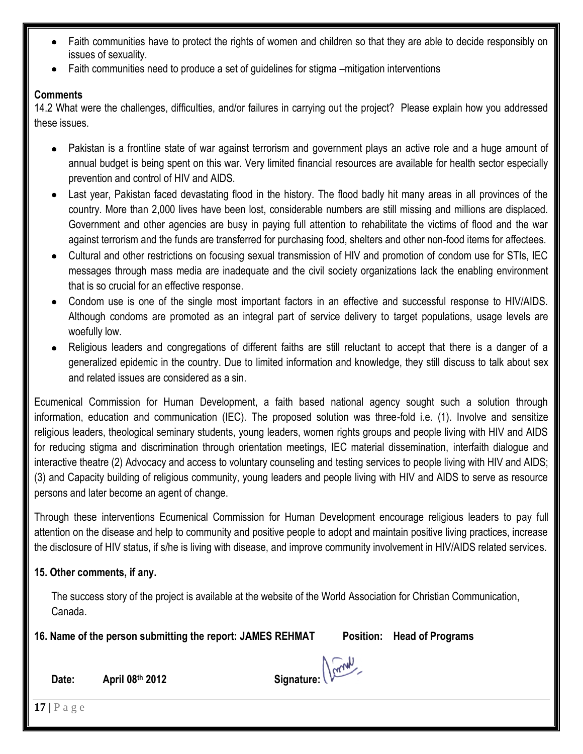- Faith communities have to protect the rights of women and children so that they are able to decide responsibly on issues of sexuality.
- Faith communities need to produce a set of guidelines for stigma –mitigation interventions

**Comments**

14.2 What were the challenges, difficulties, and/or failures in carrying out the project? Please explain how you addressed these issues.

- Pakistan is a frontline state of war against terrorism and government plays an active role and a huge amount of annual budget is being spent on this war. Very limited financial resources are available for health sector especially prevention and control of HIV and AIDS.
- Last year, Pakistan faced devastating flood in the history. The flood badly hit many areas in all provinces of the country. More than 2,000 lives have been lost, considerable numbers are still missing and millions are displaced. Government and other agencies are busy in paying full attention to rehabilitate the victims of flood and the war against terrorism and the funds are transferred for purchasing food, shelters and other non-food items for affectees.
- Cultural and other restrictions on focusing sexual transmission of HIV and promotion of condom use for STIs, IEC messages through mass media are inadequate and the civil society organizations lack the enabling environment that is so crucial for an effective response.
- Condom use is one of the single most important factors in an effective and successful response to HIV/AIDS. Although condoms are promoted as an integral part of service delivery to target populations, usage levels are woefully low.
- Religious leaders and congregations of different faiths are still reluctant to accept that there is a danger of a generalized epidemic in the country. Due to limited information and knowledge, they still discuss to talk about sex and related issues are considered as a sin.

Ecumenical Commission for Human Development, a faith based national agency sought such a solution through information, education and communication (IEC). The proposed solution was three-fold i.e. (1). Involve and sensitize religious leaders, theological seminary students, young leaders, women rights groups and people living with HIV and AIDS for reducing stigma and discrimination through orientation meetings, IEC material dissemination, interfaith dialogue and interactive theatre (2) Advocacy and access to voluntary counseling and testing services to people living with HIV and AIDS; (3) and Capacity building of religious community, young leaders and people living with HIV and AIDS to serve as resource persons and later become an agent of change.

Through these interventions Ecumenical Commission for Human Development encourage religious leaders to pay full attention on the disease and help to community and positive people to adopt and maintain positive living practices, increase the disclosure of HIV status, if s/he is living with disease, and improve community involvement in HIV/AIDS related services.

**15. Other comments, if any.**

The success story of the project is available at the website of the World Association for Christian Communication, Canada.

**16. Name of the person submitting the report: JAMES REHMAT Position: Head of Programs**

**Date: April 08th 2012 Signature:**